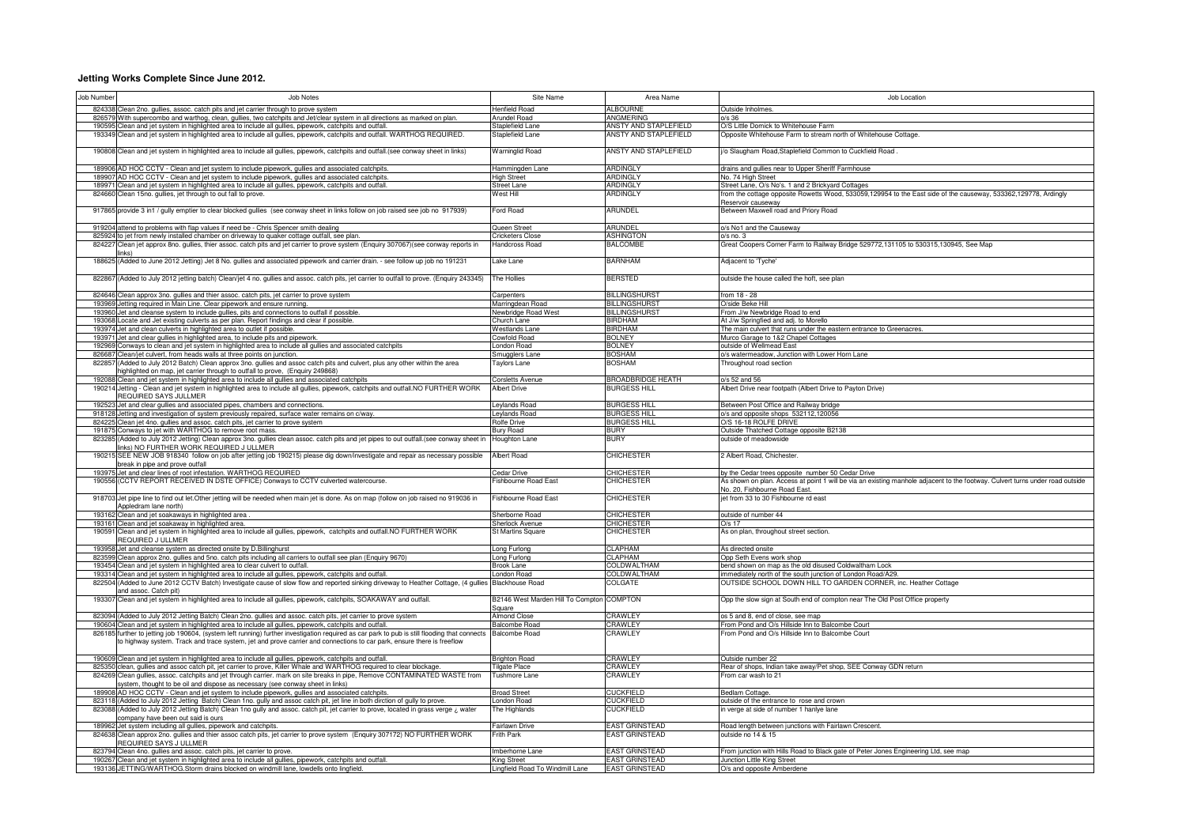## Jetting Works Complete Since June 2012.

| Job Number | Job Notes | Site Name | Area Name | Job Location |
|---|---|---|---|---|
| 824338 | Clean 2no. gullies, assoc. catch pits and jet carrier through to prove system | Henfield Road | ALBOURNE | Outside Inholmes. |
| 826579 | With supercombo and warthog, clean, gullies, two catchpits and Jet/clear system in all directions as marked on plan. | Arundel Road | ANGMERING | o/s 36 |
| 190595 | Clean and jet system in highlighted area to include all gullies, pipework, catchpits and outfall. | Staplefield Lane | ANSTY AND STAPLEFIELD | O/S Little Dornick to Whitehouse Farm |
| 193349 | Clean and jet system in highlighted area to include all gullies, pipework, catchpits and outfall. WARTHOG REQUIRED. | Staplefield Lane | ANSTY AND STAPLEFIELD | Opposite Whitehouse Farm to stream north of Whitehouse Cottage. |
| 190808 | Clean and jet system in highlighted area to include all gullies, pipework, catchpits and outfall.(see conway sheet in links) | Warninglid Road | ANSTY AND STAPLEFIELD | j/o Slaugham Road,Staplefield Common to Cuckfield Road . |
| 189906 | AD HOC CCTV - Clean and jet system to include pipework, gullies and associated catchpits. | Hammingden Lane | ARDINGLY | drains and gullies near to Upper Sheriff Farmhouse |
| 189907 | AD HOC CCTV - Clean and jet system to include pipework, gullies and associated catchpits. | High Street | ARDINGLY | No. 74 High Street |
| 189971 | Clean and jet system in highlighted area to include all gullies, pipework, catchpits and outfall. | Street Lane | ARDINGLY | Street Lane, O/s No's. 1 and 2 Brickyard Cottages |
| 824660 | Clean 15no. gullies, jet through to out fall to prove. | West Hill | ARDINGLY | from the cottage opposite Rowetts Wood, 533059,129954 to the East side of the causeway, 533362,129778, Ardingly Reservoir causeway |
| 917865 | provide 3 in1 / gully emptier to clear blocked gullies (see conway sheet in links follow on job raised see job no 917939) | Ford Road | ARUNDEL | Between Maxwell road and Priory Road |
| 919204 | attend to problems with flap values if need be - Chris Spencer smith dealing | Queen Street | ARUNDEL | o/s No1 and the Causeway |
| 825924 | to jet from newly installed chamber on driveway to quaker cottage outfall, see plan. | Cricketers Close | ASHINGTON | o/s no. 3 |
| 824227 | Clean jet approx 8no. gullies, thier assoc. catch pits and jet carrier to prove system (Enquiry 307067)(see conway reports in links) | Handcross Road | BALCOMBE | Great Coopers Corner Farm to Railway Bridge 529772,131105 to 530315,130945, See Map |
| 188625 | (Added to June 2012 Jetting) Jet 8 No. gullies and associated pipework and carrier drain. - see follow up job no 191231 | Lake Lane | BARNHAM | Adjacent to 'Tyche' |
| 822867 | (Added to July 2012 jetting batch) Clean/jet 4 no. gullies and assoc. catch pits, jet carrier to outfall to prove. (Enquiry 243345) | The Hollies | BERSTED | outside the house called the hoft, see plan |
| 824646 | Clean approx 3no. gullies and thier assoc. catch pits, jet carrier to prove system | Carpenters | BILLINGSHURST | from 18 - 28 |
| 193969 | Jetting required in Main Line. Clear pipework and ensure running. | Marringdean Road | BILLINGSHURST | O/side Beke Hill |
| 193960 | Jet and cleanse system to include gullies, pits and connections to outfall if possible. | Newbridge Road West | BILLINGSHURST | From J/w Newbridge Road to end |
| 193068 | Locate and Jet existing culverts as per plan. Report findings and clear if possible. | Church Lane | BIRDHAM | At J/w Springfied and adj. to Morello |
| 193974 | Jet and clean culverts in highlighted area to outlet if possible. | Westlands Lane | BIRDHAM | The main culvert that runs under the eastern entrance to Greenacres. |
| 193971 | Jet and clear gullies in highlighted area, to include pits and pipework. | Cowfold Road | BOLNEY | Murco Garage to 1&2 Chapel Cottages |
| 192969 | Conways to clean and jet system in highlighted area to include all gullies and associated catchpits | London Road | BOLNEY | outside of Wellmead East |
| 826687 | Clean/jet culvert, from heads walls at three points on junction. | Smugglers Lane | BOSHAM | o/s watermeadow, Junction with Lower Horn Lane |
| 822857 | (Added to July 2012 Batch) Clean approx 3no. gullies and assoc catch pits and culvert, plus any other within the area highlighted on map, jet carrier through to outfall to prove, (Enquiry 249868) | Taylors Lane | BOSHAM | Throughout road section |
| 192088 | Clean and jet system in highlighted area to include all gullies and associated catchpits | Corsletts Avenue | BROADBRIDGE HEATH | o/s 52 and 56 |
| 190214 | Jetting - Clean and jet system in highlighted area to include all gullies, pipework, catchpits and outfall.NO FURTHER WORK REQUIRED SAYS JULLMER | Albert Drive | BURGESS HILL | Albert Drive near footpath (Albert Drive to Payton Drive) |
| 192523 | Jet and clear gullies and associated pipes, chambers and connections. | Leylands Road | BURGESS HILL | Between Post Office and Railway bridge |
| 918128 | Jetting and investigation of system previously repaired, surface water remains on c/way. | Leylands Road | BURGESS HILL | o/s and opposite shops 532112,120056 |
| 824225 | Clean jet 4no. gullies and assoc. catch pits, jet carrier to prove system | Rolfe Drive | BURGESS HILL | O/S 16-18 ROLFE DRIVE |
| 191875 | Conways to jet with WARTHOG to remove root mass. | Bury Road | BURY | Outside Thatched Cottage opposite B2138 |
| 823285 | (Added to July 2012 Jetting) Clean approx 3no. gullies clean assoc. catch pits and jet pipes to out outfall.(see conway sheet in links) NO FURTHER WORK REQUIRED J ULLMER | Houghton Lane | BURY | outside of meadowside |
| 190215 | SEE NEW JOB 918340 follow on job after jetting job 190215) please dig down/investigate and repair as necessary possible break in pipe and prove outfall | Albert Road | CHICHESTER | 2 Albert Road, Chichester. |
| 193975 | Jet and clear lines of root infestation. WARTHOG REQUIRED | Cedar Drive | CHICHESTER | by the Cedar trees opposite number 50 Cedar Drive |
| 190556 | (CCTV REPORT RECEIVED IN DSTE OFFICE) Conways to CCTV culverted watercourse. | Fishbourne Road East | CHICHESTER | As shown on plan. Access at point 1 will be via an existing manhole adjacent to the footway. Culvert turns under road outside No. 20, Fishbourne Road East. |
| 918703 | Jet pipe line to find out let.Other jetting will be needed when main jet is done. As on map (follow on job raised no 919036 in Appledram lane north) | Fishbourne Road East | CHICHESTER | jet from 33 to 30 Fishbourne rd east |
| 193162 | Clean and jet soakaways in highlighted area . | Sherborne Road | CHICHESTER | outside of number 44 |
| 193161 | Clean and jet soakaway in highlighted area. | Sherlock Avenue | CHICHESTER | O/s 17 |
| 190591 | Clean and jet system in highlighted area to include all gullies, pipework, catchpits and outfall.NO FURTHER WORK REQUIRED J ULLMER | St Martins Square | CHICHESTER | As on plan, throughout street section. |
| 193958 | Jet and cleanse system as directed onsite by D.Billinghurst | Long Furlong | CLAPHAM | As directed onsite |
| 823599 | Clean approx 2no. gullies and 5no. catch pits including all carriers to outfall see plan (Enquiry 9670) | Long Furlong | CLAPHAM | Opp Seth Evens work shop |
| 193454 | Clean and jet system in highlighted area to clear culvert to outfall. | Brook Lane | COLDWALTHAM | bend shown on map as the old disused Coldwaltham Lock |
| 193314 | Clean and jet system in highlighted area to include all gullies, pipework, catchpits and outfall. | London Road | COLDWALTHAM | immediately north of the south junction of London Road/A29. |
| 822504 | (Added to June 2012 CCTV Batch) Investigate cause of slow flow and reported sinking driveway to Heather Cottage, (4 gullies and assoc. Catch pit) | Blackhouse Road | COLGATE | OUTSIDE SCHOOL DOWN HILL TO GARDEN CORNER, inc. Heather Cottage |
| 193307 | Clean and jet system in highlighted area to include all gullies, pipework, catchpits, SOAKAWAY and outfall. | B2146 West Marden Hill To Compton Square | COMPTON | Opp the slow sign at South end of compton near The Old Post Office property |
| 823094 | (Added to July 2012 Jetting Batch) Clean 2no. gullies and assoc. catch pits, jet carrier to prove system | Almond Close | CRAWLEY | os 5 and 8, end of close, see map |
| 190604 | Clean and jet system in highlighted area to include all gullies, pipework, catchpits and outfall. | Balcombe Road | CRAWLEY | From Pond and O/s Hillside Inn to Balcombe Court |
| 826185 | further to jetting job 190604, (system left running) further investigation required as car park to pub is still flooding that connects to highway system. Track and trace system, jet and prove carrier and connections to car park, ensure there is freeflow | Balcombe Road | CRAWLEY | From Pond and O/s Hillside Inn to Balcombe Court |
| 190609 | Clean and jet system in highlighted area to include all gullies, pipework, catchpits and outfall. | Brighton Road | CRAWLEY | Outside number 22 |
| 825350 | clean, gullies and assoc catch pit, jet carrier to prove, Killer Whale and WARTHOG required to clear blockage. | Tilgate Place | CRAWLEY | Rear of shops, Indian take away/Pet shop, SEE Conway GDN return |
| 824269 | Clean gullies, assoc. catchpits and jet through carrier. mark on site breaks in pipe, Remove CONTAMINATED WASTE from system, thought to be oil and dispose as necessary (see conway sheet in links) | Tushmore Lane | CRAWLEY | From car wash to 21 |
| 189908 | AD HOC CCTV - Clean and jet system to include pipework, gullies and associated catchpits. | Broad Street | CUCKFIELD | Bedlam Cottage. |
| 823118 | (Added to July 2012 Jetting Batch) Clean 1no. gully and assoc catch pit, jet line in both dirction of gully to prove. | London Road | CUCKFIELD | outside of the entrance to rose and crown |
| 823088 | (Added to July 2012 Jetting Batch) Clean 1no gully and assoc. catch pit, jet carrier to prove, located in grass verge ¿ water company have been out said is ours | The Highlands | CUCKFIELD | in verge at side of number 1 hanlye lane |
| 189962 | Jet system including all gullies, pipework and catchpits. | Fairlawn Drive | EAST GRINSTEAD | Road length between junctions with Fairlawn Crescent. |
| 824638 | Clean approx 2no. gullies and thier assoc catch pits, jet carrier to prove system (Enquiry 307172) NO FURTHER WORK REQUIRED SAYS J ULLMER | Frith Park | EAST GRINSTEAD | outside no 14 & 15 |
| 823794 | Clean 4no. gullies and assoc. catch pits, jet carrier to prove. | Imberhorne Lane | EAST GRINSTEAD | From junction with Hills Road to Black gate of Peter Jones Engineering Ltd, see map |
| 190267 | Clean and jet system in highlighted area to include all gullies, pipework, catchpits and outfall. | King Street | EAST GRINSTEAD | Junction Little King Street |
| 193136 | JETTING/WARTHOG.Storm drains blocked on windmill lane, lowdells onto lingfield. | Lingfield Road To Windmill Lane | EAST GRINSTEAD | O/s and opposite Amberdene |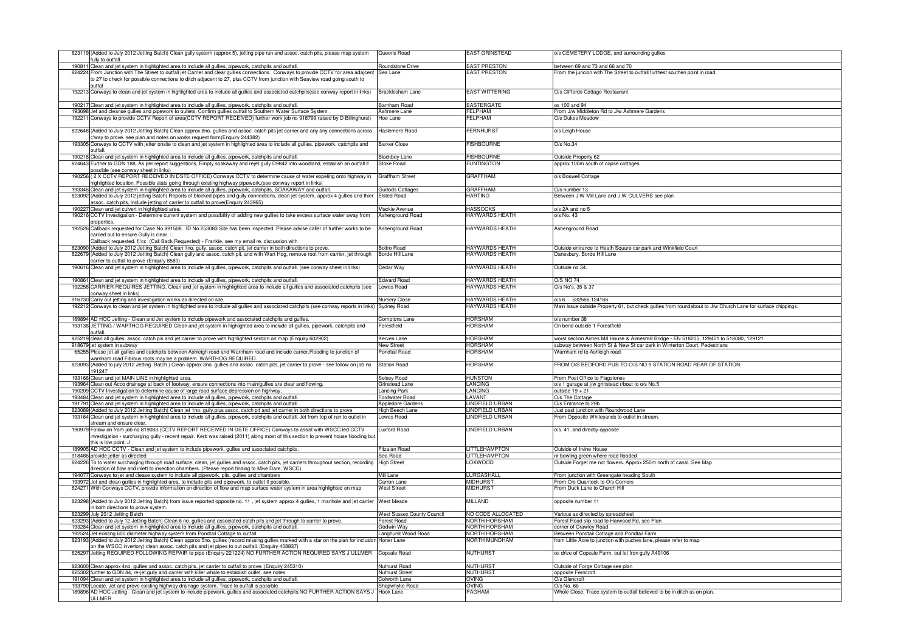| | | | | |
|---|---|---|---|---|
| 823119 | (Added to July 2012 Jetting Batch) Clean gully system (approx 5), jetting pipe run and assoc. catch pits, please map system fully to outfall. | Queens Road | EAST GRINSTEAD | o/s CEMETERY LODGE, and surrounding gullies |
| 190811 | Clean and jet system in highlighted area to include all gullies, pipework, catchpits and outfall. | Roundstone Drive | EAST PRESTON | between 69 and 73 and 66 and 70 |
| 824224 | From Junction with The Street to outfall jet Carrier and clear gullies connections. Conways to provide CCTV for area adajcent to 27 to check for possible connections to ditch adjacent to 27, plus CCTV from junction with Seaview road going south to outfal | Sea Lane | EAST PRESTON | From the juncion with The Street to outfall furthest southen point in road. |
| 192213 | Conways to clean and jet system in highlighted area to include all gullies and associated catchpits(see conway report in links) | Bracklesham Lane | EAST WITTERING | O/s Cliffords Cottage Restaurant |
| 190217 | Clean and jet system in highlighted area to include all gullies, pipework, catchpits and outfall. | Barnham Road | EASTERGATE | os 100 and 94 |
| 193698 | Jet and cleanse gullies and pipework to outlets. Confirm gullies outfall to Southern Water Surface System | Ashmere Lane | FELPHAM | From J/w Middleton Rd to J/w Ashmere Gardens |
| 192211 | Conways to provide CCTV Report of area(CCTV REPORT RECEIVED) further work job no 918799 raised by D Billinghurst) | Hoe Lane | FELPHAM | O/s Dukes Meadow |
| 822648 | (Added to July 2012 Jetting Batch) Clean approx 8no. gullies and assoc. catch pits jet carrier and any any connections across c'way to prove. see plan and notes on works request form(Enquiry 244382) | Haslemere Road | FERNHURST | o/s Leigh House |
| 193305 | Conways to CCTV with jetter onsite to clean and jet system in highlighted area to include all gullies, pipework, catchpits and outfall. | Barker Close | FISHBOURNE | O/s No.34 |
| 190218 | Clean and jet system in highlighted area to include all gullies, pipework, catchpits and outfall. | Blackboy Lane | FISHBOURNE | Outside Property 62 |
| 824643 | Further to GDN 188, As per report suggestions, Empty soakaway and rejet gully D9842 into woodland, establish an outfall if possible (see conway sheet in links) | Stoke Road | FUNTINGTON | approx 100m south of copse cottages |
| 190256 | ( 2 X CCTV REPORT RECEIVED IN DSTE OFFICE) Conways CCTV to determine cause of water expeling onto highway in highlighted location. Possible stats going through existing highway pipework.(see conway report in links( | Graffham Street | GRAFFHAM | o/s Boswell Cottage |
| 193346 | Clean and jet system in highlighted area to include all gullies, pipework, catchpits, SOAKAWAY and outfall. | Guillods Cottages | GRAFFHAM | O/s number 13 |
| 823092 | (Added to July 2012 jetting Batch) Reports of blocked pipes and gully connections, clean jet system, approx 4 gullies and thier assoc. catch pits, include jetting of carrier to outfall to prove(Enquiry 243965) | Elsted Road | HARTING | Between J.W Mill Lane and J.W CULVERS see plan |
| 190227 | Clean and jet culvert in highlighted area. | Mackie Avenue | HASSOCKS | o/s 2A and no 5 |
| 190216 | CCTV Investigation - Determine current system and possibility of adding new gullies to take excess surface water away from properties. | Ashenground Road | HAYWARDS HEATH | o/s No. 43 |
| 192526 | Callback requested for Case No 891508. ID No 253083 Site has been inspected. Please advise caller of further works to be carried out to ensure Gully is clear. Callback requested. fj/cc (Call Back Requested) - Frankie, see my email re. discussion with | Ashenground Road | HAYWARDS HEATH | Ashenground Road |
| 823090 | (Added to July 2012 Jetting Batch) Clean 1no. gully, assoc. catch pit, jet carrier in both directions to prove. | Boltro Road | HAYWARDS HEATH | Outside entrance to Heath Square car park and Winkfield Court |
| 822679 | (Added to July 2012 Jetting Batch) Clean gully and assoc. catch pit, and with Wart Hog, remove root from carrier, jet through carrier to outfall to prove (Enquiry 8580) | Borde Hill Lane | HAYWARDS HEATH | Danesbury, Borde Hill Lane |
| 190616 | Clean and jet system in highlighted area to include all gullies, pipework, catchpits and outfall. (see conway sheet in links) | Cedar Way | HAYWARDS HEATH | Outside no.34. |
| 190861 | Clean and jet system in highlighted area to include all gullies, pipework, catchpits and outfall. | Edward Road | HAYWARDS HEATH | O/S NO 74 |
| 192258 | CARRIER REQUIRES JETTING. Clean and jet system in highlighted area to include all gullies and associated catchpits (see conway sheet in links) | Lewes Road | HAYWARDS HEATH | O/s No's. 35 & 37 |
| 916730 | Carry out jetting and investigation works as directed on site. | Nursery Close | HAYWARDS HEATH | o/s 6 532566,124166 |
| 192212 | Conways to clean and jet system in highlighted area to include all gullies and associated catchpits (see conway reports in links) | Sydney Road | HAYWARDS HEATH | Main Issue outside Property 61, but check gullies from roundabout to J/w Church Lane for surface chippings. |
| 189894 | AD HOC Jetting - Clean and Jet system to include pipework and associated catchpits and gullies. | Comptons Lane | HORSHAM | o/s number 38 |
| 193138 | JETTING / WARTHOG REQUIRED Clean and jet system in highlighted area to include all gullies, pipework, catchpits and outfall. | Forestfield | HORSHAM | On bend outside 1 Forestfield |
| 825219 | clean all gullies, assoc. catch pis and jet carrier to prove with highlighted section on map (Enquiry 602902) | Kerves Lane | HORSHAM | worst section Aimes Mill House & Aimesmill Bridge - EN 518205, 129401 to 518080, 129121 |
| 918679 | jet system in subway | New Street | HORSHAM | subway between North St & New St car park in Winterton Court, Pedestrians |
| 65255 | Please jet all gullies and catchpits between Ashleigh road and Warnham road and include carrier.Flooding to junction of warnham road Fibrous roots may be a problem. WARTHOG REQUIRED. | Pondtail Road | HORSHAM | Warnham rd to Ashleigh road |
| 823093 | (Added to july 2012 Jetting Batch ) Clean approx 3no. gullies and assoc. catch pits, jet carrier to prove - see follow on job no 191247 | Station Road | HORSHAM | FROM O/S BEDFORD PUB TO O/S NO 9 STATION ROAD REAR OF STATION. |
| 193166 | Clean and jet MAIN LINE in highlighted area. | Selsey Road | HUNSTON | From Post Office to Flagstones |
| 193964 | Clean out Acco drainage at back of footway, ensure connections into main/gullies are clear and flowing. | Grinstead Lane | LANCING | o/s 1 garage at j/w grinstead r/bout to o/s No.5 |
| 190209 | CCTV Investigation to determine cause of large road surface depression on highway. | Lancing Park | LANCING | outside 19 + 21 |
| 193484 | Clean and jet system in highlighted area to include all gullies, pipework, catchpits and outfall. | Fordwater Road | LAVANT | O/s The Cottage |
| 191791 | Clean and jet system in highlighted area to include all gullies, pipework, catchpits and outfall. | Appledore Gardens | LINDFIELD URBAN | O/s Entrance to 29b |
| 823089 | (Added to July 2012 Jetting Batch) Clean jet 1no. gully,plus assoc. catch pit and jet carrier in both directions to prove | High Beech Lane | LINDFIELD URBAN | Just past junction with Roundwood Lane |
| 193164 | Clean and jet system in highlighted area to include all gullies, pipework, catchpits and outfall. Jet from top of run to outlet in stream and ensure clear. | Lewes Road | LINDFIELD URBAN | From Opposite Whitesands to outlet in stream. |
| 190979 | Follow on from job no 819083.(CCTV REPORT RECEIVED IN DSTE OFFICE) Conways to assist with WSCC led CCTV investigation - surcharging gully - recent repair. Kerb was raised (2011) along most of this section to prevent house flooding but this is low point. J | Luxford Road | LINDFIELD URBAN | o/s. 41. and directly opposite |
| 189905 | AD HOC CCTV - Clean and jet system to include pipework, gullies and associated catchpits. | Fitzalan Road | LITTLEHAMPTON | Outside of Irvine House |
| 918486 | provide jetter as directed | Sea Road | LITTLEHAMPTON | nr bowling green where road flooded |
| 824226 | To water surcharging through road surface, clean, jet gullies and assoc. catch pits, jet carriers throughout section, recording direction of flow and inleft to insection chambers. (Please report finding to Mike Dare, WSCC) | High Street | LOXWOOD | Outside Forget me not flowers. Approx 250m north of canal. See Map |
| 194077 | Conways to jet and clease system to include all pipework, pits, gullies and chambers | Mill Lane | LURGASHALL | From junction with Greengate heading South |
| 193972 | Jet and clean gullies in highlighted area, to include pits and pipework, to outlet if possible. | Carron Lane | MIDHURST | From O/s Quantock to O/s Corners |
| 824271 | With Conways CCTV, provide information on direction of flow and map surface water system in area highlighted on map | West Street | MIDHURST | From Duck Lane to Church Hill |
| 823298 | (Added to July 2012 Jetting Batch) from issue reported opposite no. 11 , jet system approx 4 gullies, 1 manhole and jet carrier in both directions to prove system. | West Meade | MILLAND | opposite number 11 |
| 823299 | July 2012 Jetting Batch | West Sussex County Council | NO CODE ALLOCATED | Various as directed by spreadsheet |
| 823293 | (Added to July 12 Jetting Batch) Clean 6 no. gullies and associated catch pits and jet through to carrier to prove. | Forest Road | NORTH HORSHAM | Forest Road slip road to Harwood Rd, see Plan |
| 193284 | Clean and jet system in highlighted area to include all gullies, pipework, catchpits and outfall. | Godwin Way | NORTH HORSHAM | corner of Crawley Road |
| 192524 | Jet existing 600 diameter highway drainage system from Pondtail Cottage to outfall | Langhurst Wood Road | NORTH HORSHAM | Between Pondtail Cottage and Pondtail Farm |
| 823193 | (Added to July 2012 Jetting Batch) Clean approx 5no. gullies (record missing gullies marked with a star on the plan for inclusion on the WSCC invertory) clean assoc. catch pits and jet pipes to out outfall. (Enquiry 408837) | Honer Lane | NORTH MUNDHAM | from Little Acre to junction with puches lane, please refer to map |
| 825297 | Jetting REQUIRED FOLLOWING REPAIR to pipe (Enquiry 221224) NO FURTHER ACTION REQUIRED SAYS J ULLMER | Copsale Road | NUTHURST | os drive of Copsale Farm, out let fron gully A49106 |
| 823600 | Clean approx 4no. gullies and assoc. catch pits, jet carrier to outfall to prove. (Enquiry 245310) | Nuthurst Road | NUTHURST | Outside of Forge Cottage see plan |
| 825302 | further to GDN 44, re-jet gully and carrier with killer whale to establish outlet. see notes | Nuthurst Street | NUTHURST | opposite Ferncroft. |
| 191094 | Clean and jet system in highlighted area to include all gullies, pipework, catchpits and outfall. | Colworth Lane | OVING | O/s Glencroft |
| 193790 | Locate, Jet and prove existing highway drainage system. Trace to outfall is possible. | Shopwhyke Road | OVING | O/s No. 6b |
| 189896 | AD HOC Jetting - Clean and jet system to include pipework, gullies and associated catchpits.NO FURTHER ACTION SAYS J ULLMER | Hook Lane | PAGHAM | Whole Close. Trace system to outfall believed to be in ditch as on plan. |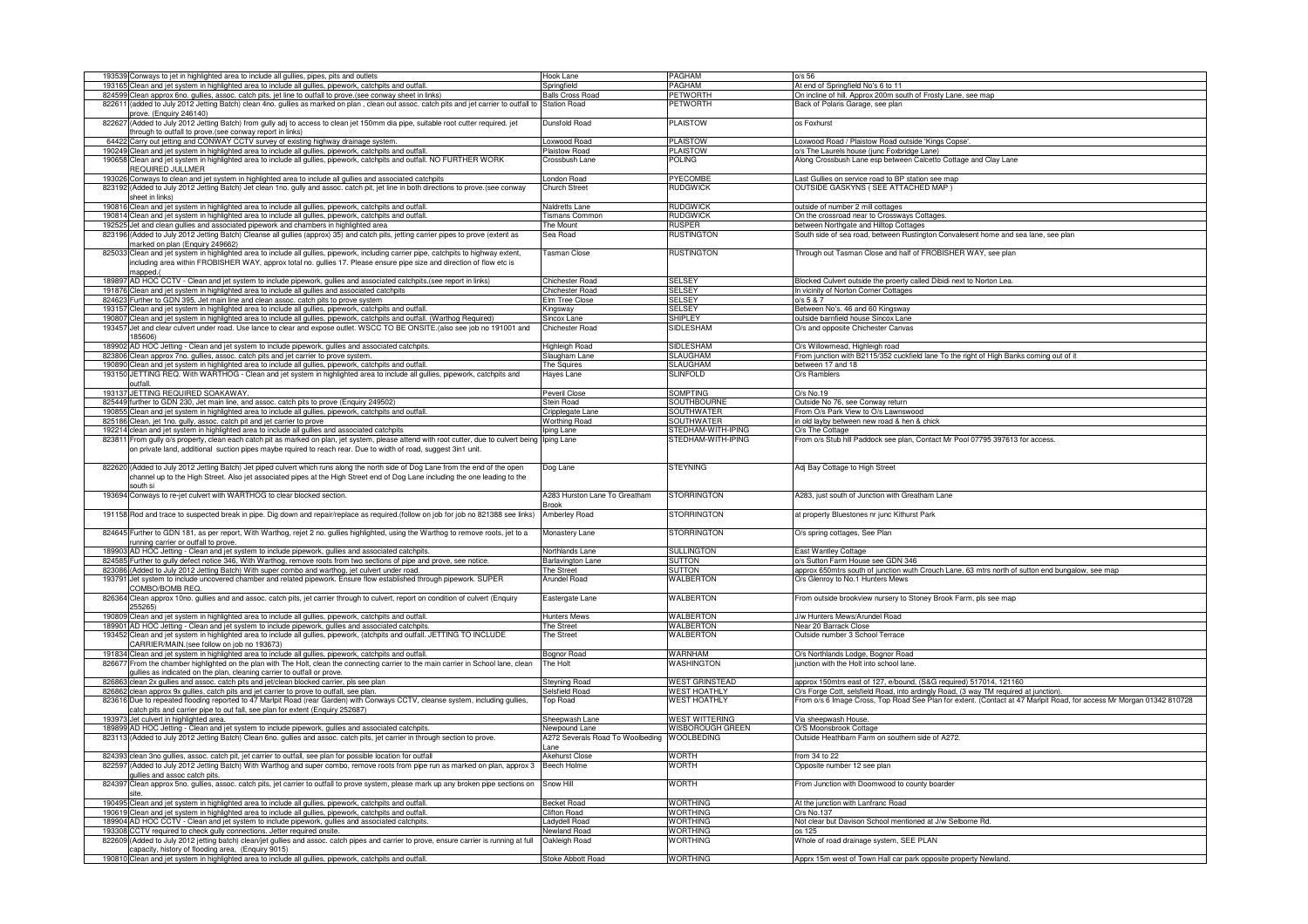| | | | | |
|---|---|---|---|---|
| 193539 | Conways to jet in highlighted area to include all gullies, pipes, pits and outlets | Hook Lane | PAGHAM | o/s 56 |
| 193165 | Clean and jet system in highlighted area to include all gullies, pipework, catchpits and outfall. | Springfield | PAGHAM | At end of Springfield No's 6 to 11 |
| 824599 | Clean approx 6no. gullies, assoc. catch pits, jet line to outfall to prove.(see conway sheet in links) | Balls Cross Road | PETWORTH | On incline of hill. Approx 200m south of Frosty Lane, see map |
| 822611 | (added to July 2012 Jetting Batch) clean 4no. gullies as marked on plan , clean out assoc. catch pits and jet carrier to outfall to prove. (Enquiry 246140) | Station Road | PETWORTH | Back of Polaris Garage, see plan |
| 822627 | (Added to July 2012 Jetting Batch) from gully adj to access to clean jet 150mm dia pipe, suitable root cutter required. jet through to outfall to prove.(see conway report in links) | Dunsfold Road | PLAISTOW | os Foxhurst |
| 64422 | Carry out jetting and CONWAY CCTV survey of existing highway drainage system. | Loxwood Road | PLAISTOW | Loxwood Road / Plaistow Road outside 'Kings Copse'. |
| 190249 | Clean and jet system in highlighted area to include all gullies, pipework, catchpits and outfall. | Plaistow Road | PLAISTOW | o/s The Laurels house (junc Foxbridge Lane) |
| 190658 | Clean and jet system in highlighted area to include all gullies, pipework, catchpits and outfall. NO FURTHER WORK REQUIRED JULLMER | Crossbush Lane | POLING | Along Crossbush Lane esp between Calcetto Cottage and Clay Lane |
| 193026 | Conways to clean and jet system in highlighted area to include all gullies and associated catchpits | London Road | PYECOMBE | Last Gullies on service road to BP station see map |
| 823192 | (Added to July 2012 Jetting Batch) Jet clean 1no. gully and assoc. catch pit, jet line in both directions to prove.(see conway sheet in links) | Church Street | RUDGWICK | OUTSIDE GASKYNS ( SEE ATTACHED MAP ) |
| 190816 | Clean and jet system in highlighted area to include all gullies, pipework, catchpits and outfall. | Naldretts Lane | RUDGWICK | outside of number 2 mill cottages |
| 190814 | Clean and jet system in highlighted area to include all gullies, pipework, catchpits and outfall. | Tismans Common | RUDGWICK | On the crossroad near to Crossways Cottages. |
| 192525 | Jet and clean gullies and associated pipework and chambers in highlighted area | The Mount | RUSPER | between Northgate and Hilltop Cottages |
| 823196 | (Added to July 2012 Jetting Batch) Cleanse all gullies (approx) 35) and catch pits, jetting carrier pipes to prove (extent as marked on plan (Enquiry 249662) | Sea Road | RUSTINGTON | South side of sea road, between Rustington Convalesent home and sea lane, see plan |
| 825033 | Clean and jet system in highlighted area to include all gullies, pipework, including carrier pipe, catchpits to highway extent, including area within FROBISHER WAY, approx total no. gullies 17. Please ensure pipe size and direction of flow etc is mapped.( | Tasman Close | RUSTINGTON | Through out Tasman Close and half of FROBISHER WAY, see plan |
| 189897 | AD HOC CCTV - Clean and jet system to include pipework, gullies and associated catchpits.(see report in links) | Chichester Road | SELSEY | Blocked Culvert outside the proerty called Dibidi next to Norton Lea. |
| 191876 | Clean and jet system in highlighted area to include all gullies and associated catchpits | Chichester Road | SELSEY | In vicinity of Norton Corner Cottages |
| 824623 | Further to GDN 395, Jet main line and clean assoc. catch pits to prove system | Elm Tree Close | SELSEY | o/s 5 & 7 |
| 193157 | Clean and jet system in highlighted area to include all gullies, pipework, catchpits and outfall. | Kingsway | SELSEY | Between No's. 46 and 60 Kingsway |
| 190807 | Clean and jet system in highlighted area to include all gullies, pipework, catchpits and outfall. (Warthog Required) | Sincox Lane | SHIPLEY | outside barnfield house Sincox Lane |
| 193457 | Jet and clear culvert under road. Use lance to clear and expose outlet. WSCC TO BE ONSITE.(also see job no 191001 and 185606) | Chichester Road | SIDLESHAM | O/s and opposite Chichester Canvas |
| 189902 | AD HOC Jetting - Clean and jet system to include pipework, gullies and associated catchpits. | Highleigh Road | SIDLESHAM | O/s Willowmead, Highleigh road |
| 823806 | Clean approx 7no. gullies, assoc. catch pits and jet carrier to prove system. | Slaugham Lane | SLAUGHAM | From junction with B2115/352 cuckfield lane To the right of High Banks coming out of it |
| 190890 | Clean and jet system in highlighted area to include all gullies, pipework, catchpits and outfall. | The Squires | SLAUGHAM | between 17 and 18 |
| 193150 | JETTING REQ. With WARTHOG - Clean and jet system in highlighted area to include all gullies, pipework, catchpits and outfall. | Hayes Lane | SLINFOLD | O/s Ramblers |
| 193137 | JETTING REQUIRED SOAKAWAY. | Peveril Close | SOMPTING | O/s No.19 |
| 825449 | further to GDN 230, Jet main line, and assoc. catch pits to prove (Enquiry 249502) | Stein Road | SOUTHBOURNE | Outside No 76, see Conway return |
| 190855 | Clean and jet system in highlighted area to include all gullies, pipework, catchpits and outfall. | Cripplegate Lane | SOUTHWATER | From O/s Park View to O/s Lawnswood |
| 825186 | Clean, jet 1no. gully, assoc. catch pit and jet carrier to prove | Worthing Road | SOUTHWATER | in old layby between new road & hen & chick |
| 192214 | clean and jet system in highlighted area to include all gullies and associated catchpits | Iping Lane | STEDHAM-WITH-IPING | O/s The Cottage |
| 823811 | From gully o/s property, clean each catch pit as marked on plan, jet system, please attend with root cutter, due to culvert being on private land, additional suction pipes maybe rquired to reach rear. Due to width of road, suggest 3in1 unit. | Iping Lane | STEDHAM-WITH-IPING | From o/s Stub hill Paddock see plan, Contact Mr Pool 07795 397613 for access. |
| 822620 | (Added to July 2012 Jetting Batch) Jet piped culvert which runs along the north side of Dog Lane from the end of the open channel up to the High Street. Also jet associated pipes at the High Street end of Dog Lane including the one leading to the south si | Dog Lane | STEYNING | Adj Bay Cottage to High Street |
| 193694 | Conways to re-jet culvert with WARTHOG to clear blocked section. | A283 Hurston Lane To Greatham Brook | STORRINGTON | A283, just south of Junction with Greatham Lane |
| 191158 | Rod and trace to suspected break in pipe. Dig down and repair/replace as required.(follow on job for job no 821388 see links) | Amberley Road | STORRINGTON | at property Bluestones nr junc Kithurst Park |
| 824645 | Further to GDN 181, as per report, With Warthog, rejet 2 no. gullies highlighted, using the Warthog to remove roots, jet to a running carrier or outfall to prove. | Monastery Lane | STORRINGTON | O/s spring cottages, See Plan |
| 189903 | AD HOC Jetting - Clean and jet system to include pipework, gullies and associated catchpits. | Northlands Lane | SULLINGTON | East Wantley Cottage |
| 824585 | Further to gully defect notice 346, With Warthog, remove roots from two sections of pipe and prove, see notice. | Barlavington Lane | SUTTON | o/s Sutton Farm House see GDN 346 |
| 823086 | (Added to July 2012 Jetting Batch) With super combo and warthog, jet culvert under road. | The Street | SUTTON | approx 650mtrs south of junction wuth Crouch Lane, 63 mtrs north of sutton end bungalow, see map |
| 193791 | Jet system to include uncovered chamber and related pipework. Ensure flow established through pipework. SUPER COMBO/BOMB REQ. | Arundel Road | WALBERTON | O/s Glenroy to No.1 Hunters Mews |
| 826364 | Clean approx 10no. gullies and and assoc. catch pits, jet carrier through to culvert, report on condition of culvert (Enquiry 255265) | Eastergate Lane | WALBERTON | From outside brookview nursery to Stoney Brook Farm, pls see map |
| 190809 | Clean and jet system in highlighted area to include all gullies, pipework, catchpits and outfall. | Hunters Mews | WALBERTON | J/w Hunters Mews/Arundel Road |
| 189901 | AD HOC Jetting - Clean and jet system to include pipework, gullies and associated catchpits. | The Street | WALBERTON | Near 20 Barrack Close |
| 193452 | Clean and jet system in highlighted area to include all gullies, pipework, (atchpits and outfall. JETTING TO INCLUDE CARRIER/MAIN.(see follow on job no 193673) | The Street | WALBERTON | Outside number 3 School Terrace |
| 191834 | Clean and jet system in highlighted area to include all gullies, pipework, catchpits and outfall. | Bognor Road | WARNHAM | O/s Northlands Lodge, Bognor Road |
| 826677 | From the chamber highlighted on the plan with The Holt, clean the connecting carrier to the main carrier in School lane, clean gullies as indicated on the plan, cleaning carrier to outfall or prove. | The Holt | WASHINGTON | junction with the Holt into school lane. |
| 826863 | clean 2x gullies and assoc. catch pits and jet/clean blocked carrier, pls see plan | Steyning Road | WEST GRINSTEAD | approx 150mtrs east of 127, e/bound, (S&G required) 517014, 121160 |
| 826862 | clean approx 9x gullies, catch pits and jet carrier to prove to outfall, see plan. | Selsfield Road | WEST HOATHLY | O/s Forge Cott, selsfield Road, into ardingly Road, (3 way TM required at junction). |
| 823616 | Due to repeated flooding reported to 47 Marlpit Road (rear Garden) with Conways CCTV, cleanse system, including gullies, catch pits and carrier pipe to out fall, see plan for extent (Enquiry 252687) | Top Road | WEST HOATHLY | From o/s 6 Image Cross, Top Road See Plan for extent. (Contact at 47 Marlpit Road, for access Mr Morgan 01342 810728 |
| 193973 | Jet culvert in highlighted area. | Sheepwash Lane | WEST WITTERING | Via sheepwash House. |
| 189899 | AD HOC Jetting - Clean and jet system to include pipework, gullies and associated catchpits. | Newpound Lane | WISBOROUGH GREEN | O/S Moonsbrook Cottage |
| 823113 | (Added to July 2012 Jetting Batch) Clean 6no. gullies and assoc. catch pits, jet carrier in through section to prove. | A272 Severals Road To Woolbeding Lane | WOOLBEDING | Outside Heathbarn Farm on southern side of A272. |
| 824393 | clean 3no gullies, assoc. catch pit, jet carrier to outfall, see plan for possible location for outfall | Akehurst Close | WORTH | from 34 to 22 |
| 822597 | (Added to July 2012 Jetting Batch) With Warthog and super combo, remove roots from pipe run as marked on plan, approx 3 gullies and assoc catch pits. | Beech Holme | WORTH | Opposite number 12 see plan |
| 824397 | Clean approx 5no. gullies, assoc. catch pits, jet carrier to outfall to prove system, please mark up any broken pipe sections on site. | Snow Hill | WORTH | From Junction with Doomwood to county boarder |
| 190495 | Clean and jet system in highlighted area to include all gullies, pipework, catchpits and outfall. | Becket Road | WORTHING | At the junction with Lanfranc Road |
| 190619 | Clean and jet system in highlighted area to include all gullies, pipework, catchpits and outfall. | Clifton Road | WORTHING | O/s No.137 |
| 189904 | AD HOC CCTV - Clean and jet system to include pipework, gullies and associated catchpits. | Ladydell Road | WORTHING | Not clear but Davison School mentioned at J/w Selborne Rd. |
| 193308 | CCTV required to check gully connections. Jetter required onsite. | Newland Road | WORTHING | os 125 |
| 822609 | (Added to July 2012 jetting batch) clean/jet gullies and assoc. catch pipes and carrier to prove, ensure carrier is running at full capacity, history of flooding area, (Enquiry 9015) | Oakleigh Road | WORTHING | Whole of road drainage system, SEE PLAN |
| 190810 | Clean and jet system in highlighted area to include all gullies, pipework, catchpits and outfall. | Stoke Abbott Road | WORTHING | Apprx 15m west of Town Hall car park opposite property Newland. |